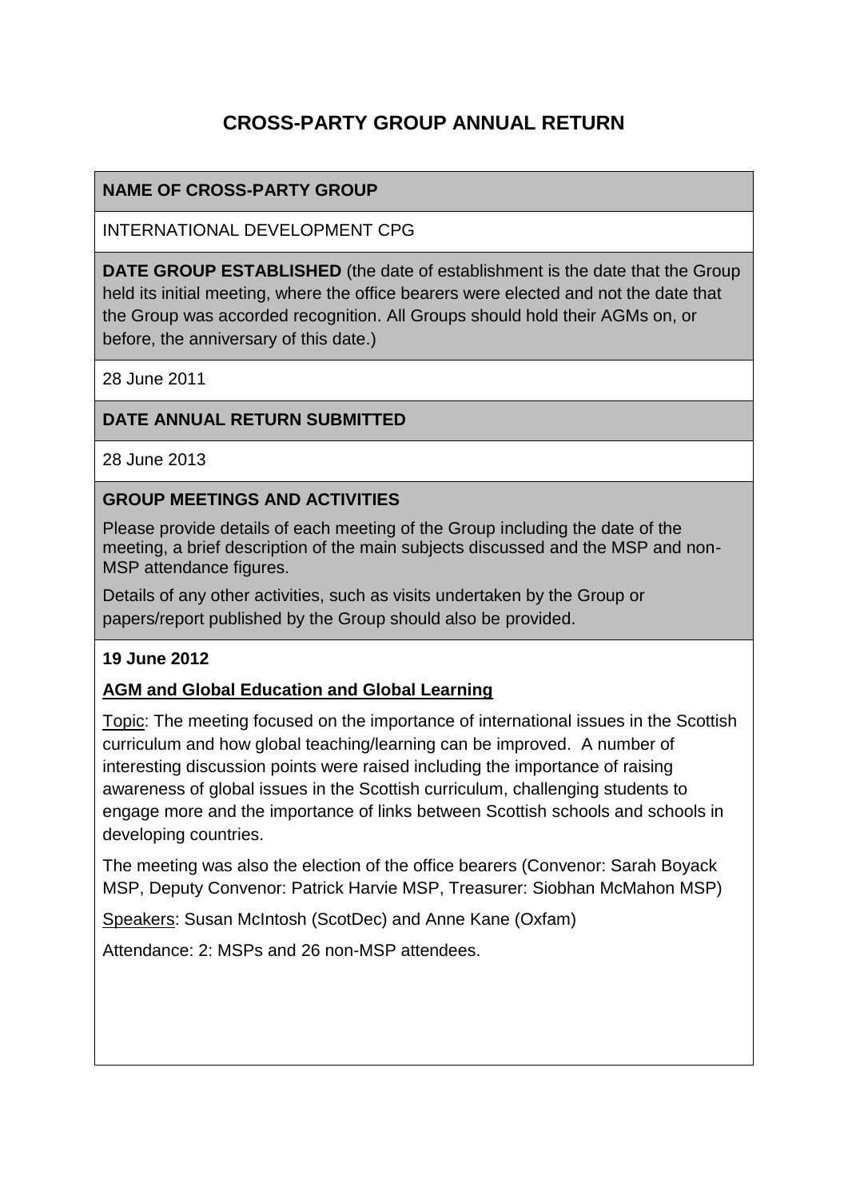# CROSS-PARTY GROUP ANNUAL RETURN

**NAME OF CROSS-PARTY GROUP**

INTERNATIONAL DEVELOPMENT CPG

**DATE GROUP ESTABLISHED** (the date of establishment is the date that the Group held its initial meeting, where the office bearers were elected and not the date that the Group was accorded recognition. All Groups should hold their AGMs on, or before, the anniversary of this date.)

28 June 2011

**DATE ANNUAL RETURN SUBMITTED**

28 June 2013

**GROUP MEETINGS AND ACTIVITIES**

Please provide details of each meeting of the Group including the date of the meeting, a brief description of the main subjects discussed and the MSP and non-MSP attendance figures.

Details of any other activities, such as visits undertaken by the Group or papers/report published by the Group should also be provided.

**19 June 2012**

**AGM and Global Education and Global Learning**

Topic: The meeting focused on the importance of international issues in the Scottish curriculum and how global teaching/learning can be improved. A number of interesting discussion points were raised including the importance of raising awareness of global issues in the Scottish curriculum, challenging students to engage more and the importance of links between Scottish schools and schools in developing countries.

The meeting was also the election of the office bearers (Convenor: Sarah Boyack MSP, Deputy Convenor: Patrick Harvie MSP, Treasurer: Siobhan McMahon MSP)

Speakers: Susan McIntosh (ScotDec) and Anne Kane (Oxfam)

Attendance: 2: MSPs and 26 non-MSP attendees.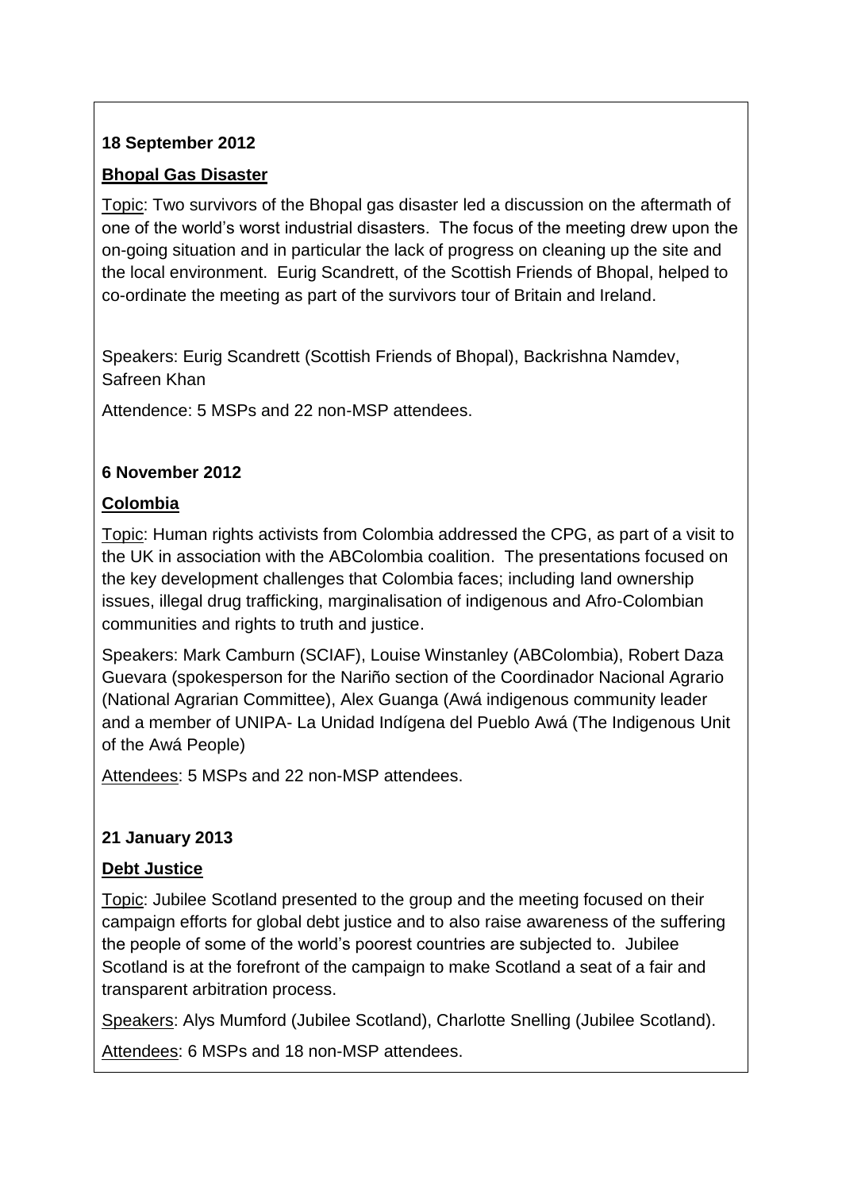**18 September 2012**

**Bhopal Gas Disaster**

Topic: Two survivors of the Bhopal gas disaster led a discussion on the aftermath of one of the world's worst industrial disasters. The focus of the meeting drew upon the on-going situation and in particular the lack of progress on cleaning up the site and the local environment. Eurig Scandrett, of the Scottish Friends of Bhopal, helped to co-ordinate the meeting as part of the survivors tour of Britain and Ireland.

Speakers: Eurig Scandrett (Scottish Friends of Bhopal), Backrishna Namdev, Safreen Khan

Attendence: 5 MSPs and 22 non-MSP attendees.

**6 November 2012**

**Colombia**

Topic: Human rights activists from Colombia addressed the CPG, as part of a visit to the UK in association with the ABColombia coalition. The presentations focused on the key development challenges that Colombia faces; including land ownership issues, illegal drug trafficking, marginalisation of indigenous and Afro-Colombian communities and rights to truth and justice.

Speakers: Mark Camburn (SCIAF), Louise Winstanley (ABColombia), Robert Daza Guevara (spokesperson for the Nariño section of the Coordinador Nacional Agrario (National Agrarian Committee), Alex Guanga (Awá indigenous community leader and a member of UNIPA- La Unidad Indígena del Pueblo Awá (The Indigenous Unit of the Awá People)

Attendees: 5 MSPs and 22 non-MSP attendees.

**21 January 2013**

**Debt Justice**

Topic: Jubilee Scotland presented to the group and the meeting focused on their campaign efforts for global debt justice and to also raise awareness of the suffering the people of some of the world's poorest countries are subjected to. Jubilee Scotland is at the forefront of the campaign to make Scotland a seat of a fair and transparent arbitration process.

Speakers: Alys Mumford (Jubilee Scotland), Charlotte Snelling (Jubilee Scotland).

Attendees: 6 MSPs and 18 non-MSP attendees.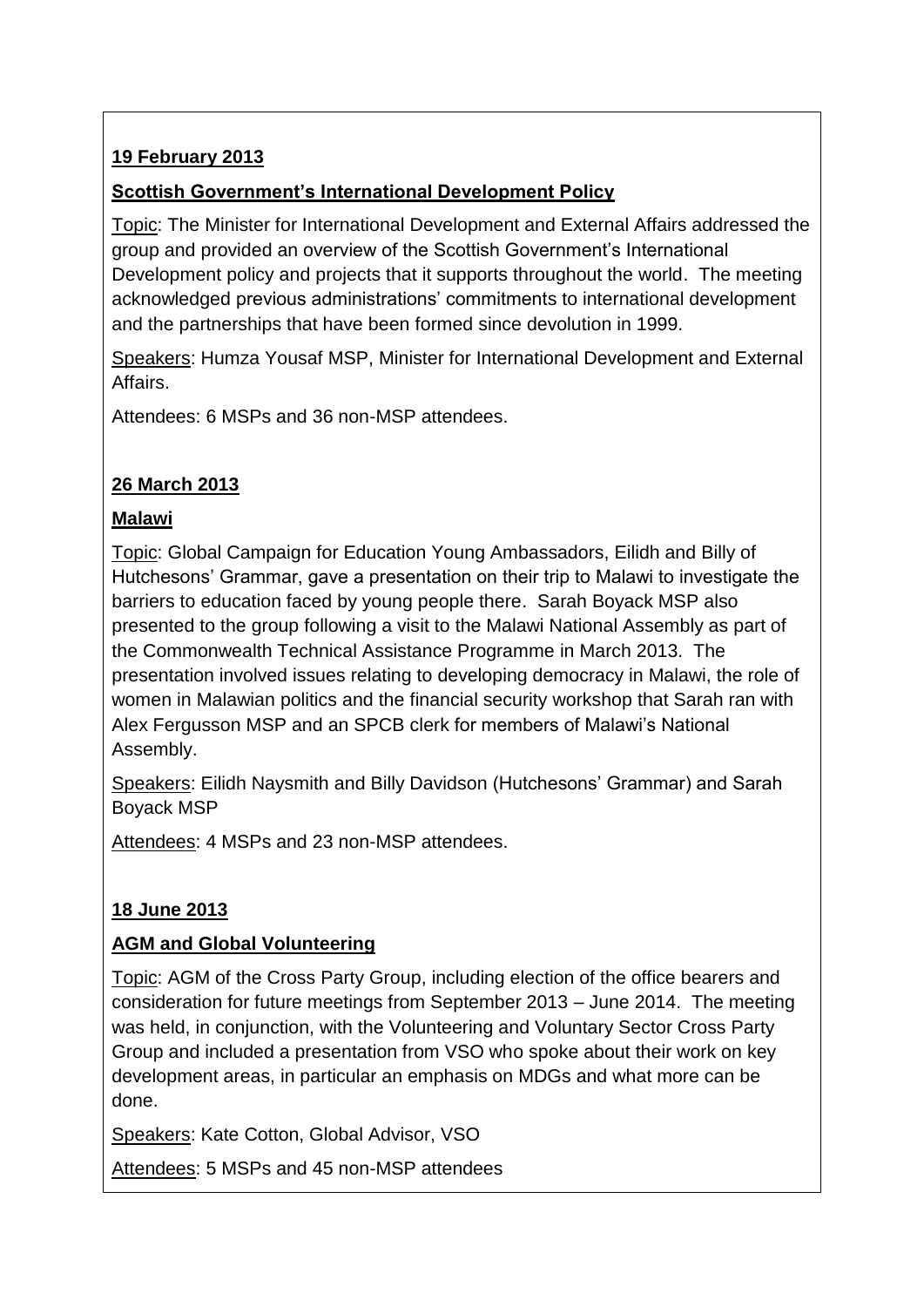**19 February 2013**

**Scottish Government's International Development Policy**

Topic: The Minister for International Development and External Affairs addressed the group and provided an overview of the Scottish Government's International Development policy and projects that it supports throughout the world. The meeting acknowledged previous administrations' commitments to international development and the partnerships that have been formed since devolution in 1999.

Speakers: Humza Yousaf MSP, Minister for International Development and External Affairs.

Attendees: 6 MSPs and 36 non-MSP attendees.

**26 March 2013**

**Malawi**

Topic: Global Campaign for Education Young Ambassadors, Eilidh and Billy of Hutchesons' Grammar, gave a presentation on their trip to Malawi to investigate the barriers to education faced by young people there. Sarah Boyack MSP also presented to the group following a visit to the Malawi National Assembly as part of the Commonwealth Technical Assistance Programme in March 2013. The presentation involved issues relating to developing democracy in Malawi, the role of women in Malawian politics and the financial security workshop that Sarah ran with Alex Fergusson MSP and an SPCB clerk for members of Malawi's National Assembly.

Speakers: Eilidh Naysmith and Billy Davidson (Hutchesons' Grammar) and Sarah Boyack MSP

Attendees: 4 MSPs and 23 non-MSP attendees.

**18 June 2013**

**AGM and Global Volunteering**

Topic: AGM of the Cross Party Group, including election of the office bearers and consideration for future meetings from September 2013 – June 2014. The meeting was held, in conjunction, with the Volunteering and Voluntary Sector Cross Party Group and included a presentation from VSO who spoke about their work on key development areas, in particular an emphasis on MDGs and what more can be done.

Speakers: Kate Cotton, Global Advisor, VSO

Attendees: 5 MSPs and 45 non-MSP attendees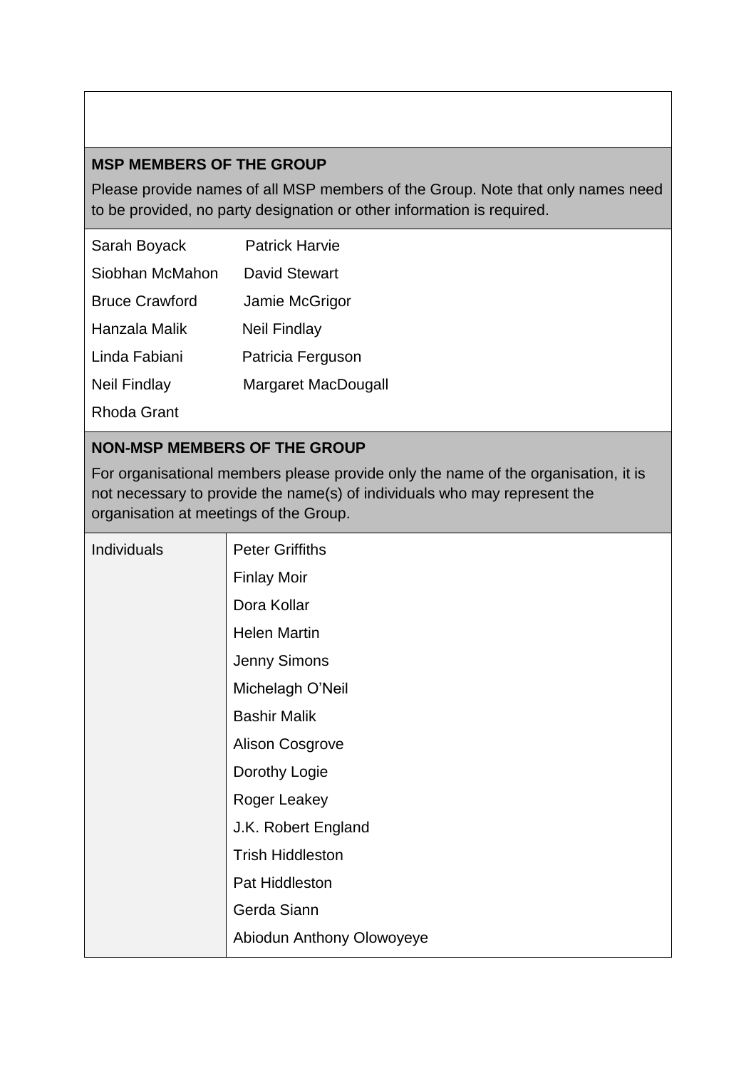## MSP MEMBERS OF THE GROUP

Please provide names of all MSP members of the Group. Note that only names need to be provided, no party designation or other information is required.

| | |
|---|---|
| Sarah Boyack | Patrick Harvie |
| Siobhan McMahon | David Stewart |
| Bruce Crawford | Jamie McGrigor |
| Hanzala Malik | Neil Findlay |
| Linda Fabiani | Patricia Ferguson |
| Neil Findlay | Margaret MacDougall |
| Rhoda Grant | |

## NON-MSP MEMBERS OF THE GROUP

For organisational members please provide only the name of the organisation, it is not necessary to provide the name(s) of individuals who may represent the organisation at meetings of the Group.

| | |
|---|---|
| Individuals | Peter Griffiths |
| | Finlay Moir |
| | Dora Kollar |
| | Helen Martin |
| | Jenny Simons |
| | Michelagh O'Neil |
| | Bashir Malik |
| | Alison Cosgrove |
| | Dorothy Logie |
| | Roger Leakey |
| | J.K. Robert England |
| | Trish Hiddleston |
| | Pat Hiddleston |
| | Gerda Siann |
| | Abiodun Anthony Olowoyeye |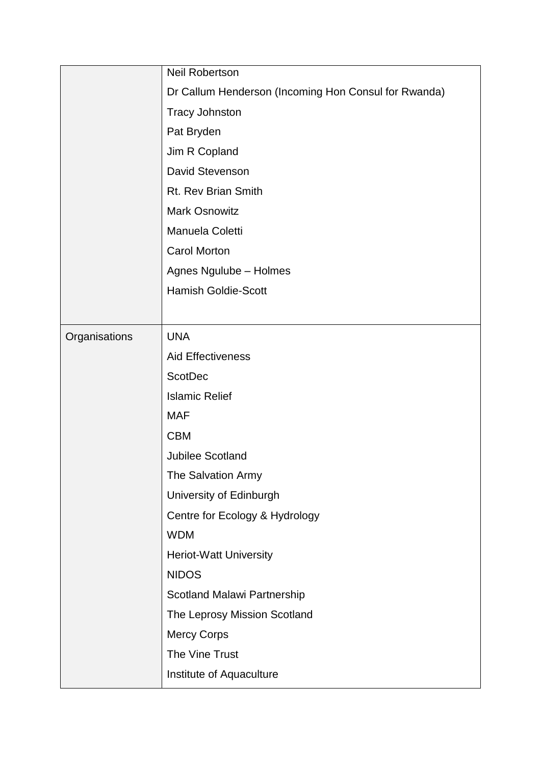| | |
|---|---|
| | Neil Robertson<br>Dr Callum Henderson (Incoming Hon Consul for Rwanda)<br>Tracy Johnston<br>Pat Bryden<br>Jim R Copland<br>David Stevenson<br>Rt. Rev Brian Smith<br>Mark Osnowitz<br>Manuela Coletti<br>Carol Morton<br>Agnes Ngulube – Holmes<br>Hamish Goldie-Scott |
| Organisations | UNA<br>Aid Effectiveness<br>ScotDec<br>Islamic Relief<br>MAF<br>CBM<br>Jubilee Scotland<br>The Salvation Army<br>University of Edinburgh<br>Centre for Ecology & Hydrology<br>WDM<br>Heriot-Watt University<br>NIDOS<br>Scotland Malawi Partnership<br>The Leprosy Mission Scotland<br>Mercy Corps<br>The Vine Trust<br>Institute of Aquaculture |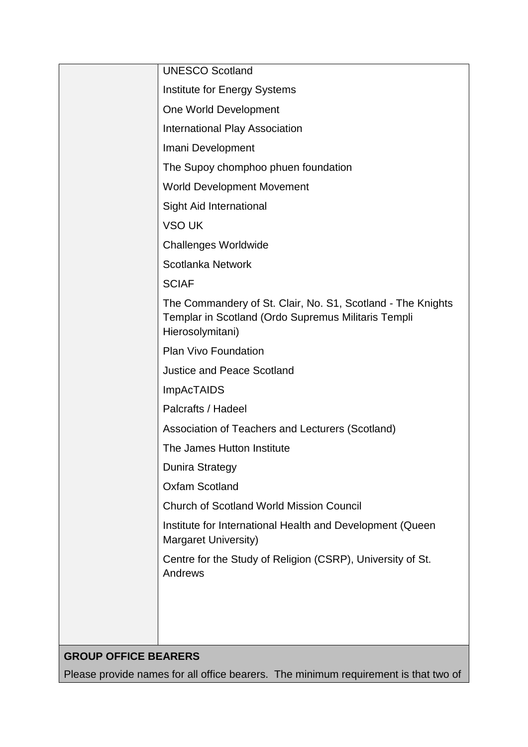| | |
|---|---|
| | UNESCO Scotland<br>Institute for Energy Systems<br>One World Development<br>International Play Association<br>Imani Development<br>The Supoy chomphoo phuen foundation<br>World Development Movement<br>Sight Aid International<br>VSO UK<br>Challenges Worldwide<br>Scotlanka Network<br>SCIAF<br>The Commandery of St. Clair, No. S1, Scotland - The Knights Templar in Scotland (Ordo Supremus Militaris Templi Hierosolymitani)<br>Plan Vivo Foundation<br>Justice and Peace Scotland<br>ImpAcTAIDS<br>Palcrafts / Hadeel<br>Association of Teachers and Lecturers (Scotland)<br>The James Hutton Institute<br>Dunira Strategy<br>Oxfam Scotland<br>Church of Scotland World Mission Council<br>Institute for International Health and Development (Queen Margaret University)<br>Centre for the Study of Religion (CSRP), University of St. Andrews |

**GROUP OFFICE BEARERS**

Please provide names for all office bearers. The minimum requirement is that two of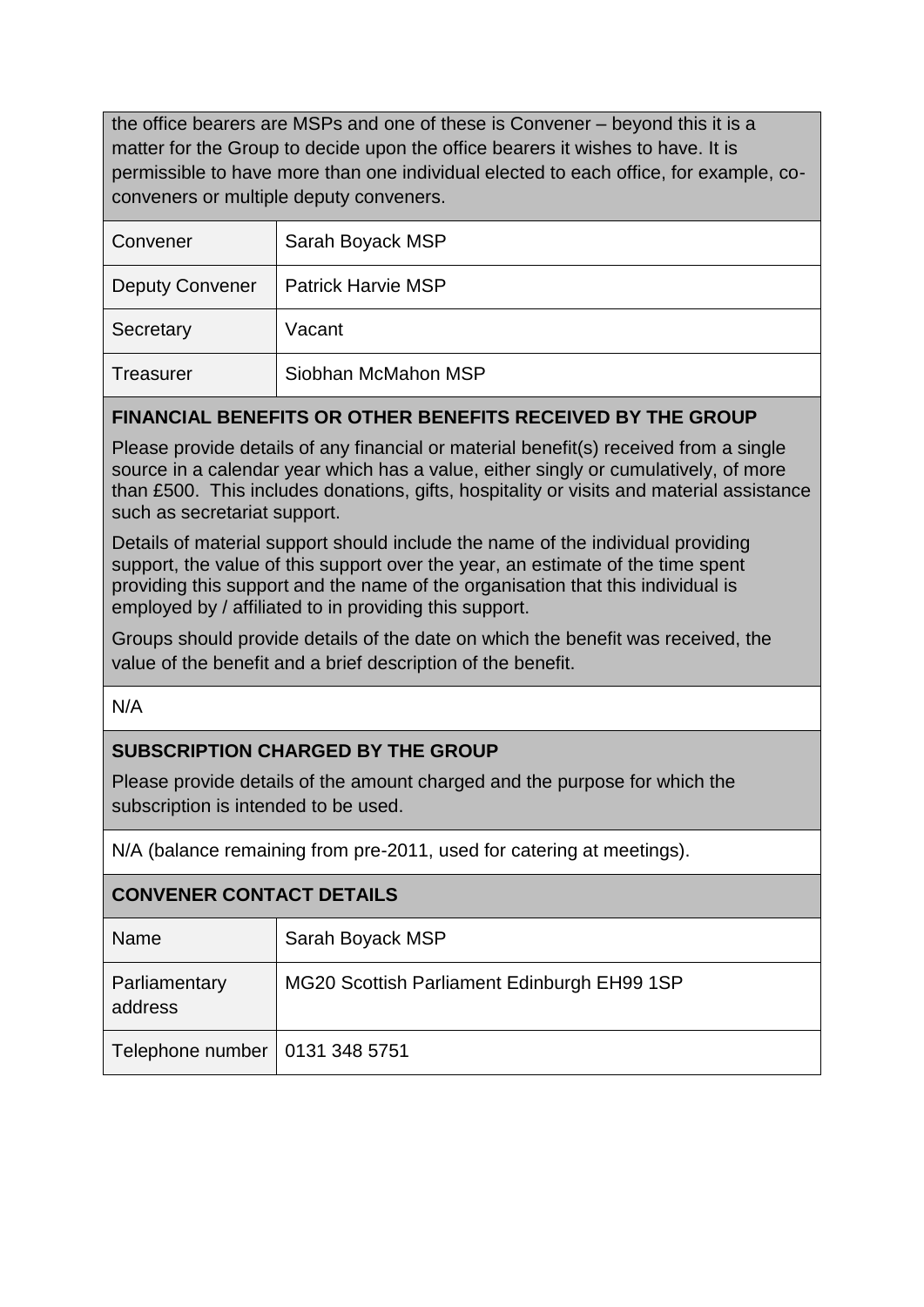the office bearers are MSPs and one of these is Convener – beyond this it is a matter for the Group to decide upon the office bearers it wishes to have. It is permissible to have more than one individual elected to each office, for example, co-conveners or multiple deputy conveners.

| | |
|---|---|
| Convener | Sarah Boyack MSP |
| Deputy Convener | Patrick Harvie MSP |
| Secretary | Vacant |
| Treasurer | Siobhan McMahon MSP |

**FINANCIAL BENEFITS OR OTHER BENEFITS RECEIVED BY THE GROUP**

Please provide details of any financial or material benefit(s) received from a single source in a calendar year which has a value, either singly or cumulatively, of more than £500. This includes donations, gifts, hospitality or visits and material assistance such as secretariat support.

Details of material support should include the name of the individual providing support, the value of this support over the year, an estimate of the time spent providing this support and the name of the organisation that this individual is employed by / affiliated to in providing this support.

Groups should provide details of the date on which the benefit was received, the value of the benefit and a brief description of the benefit.

N/A

**SUBSCRIPTION CHARGED BY THE GROUP**

Please provide details of the amount charged and the purpose for which the subscription is intended to be used.

N/A (balance remaining from pre-2011, used for catering at meetings).

**CONVENER CONTACT DETAILS**

| | |
|---|---|
| Name | Sarah Boyack MSP |
| Parliamentary address | MG20 Scottish Parliament Edinburgh EH99 1SP |
| Telephone number | 0131 348 5751 |